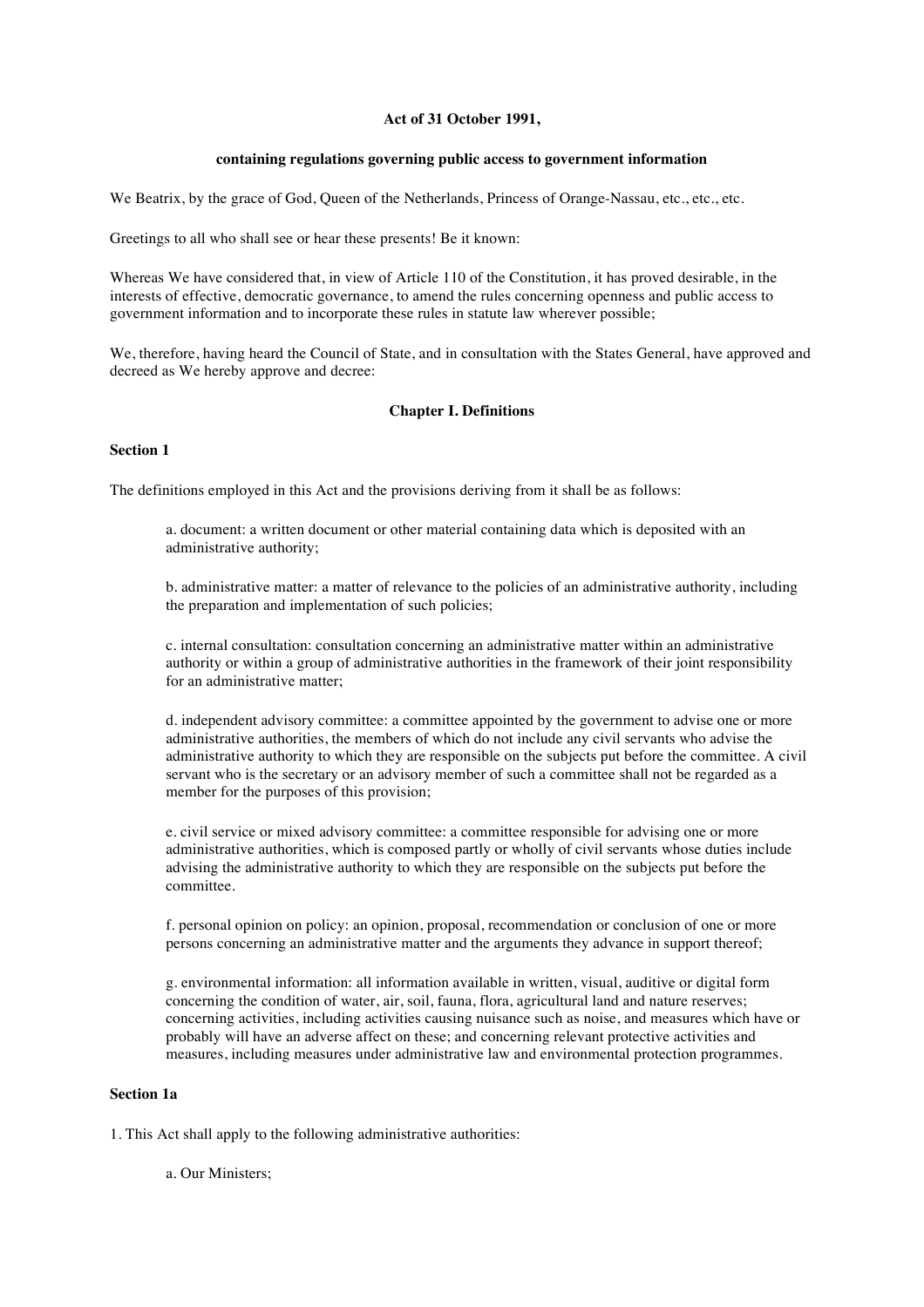**Act of 31 October 1991,**

**containing regulations governing public access to government information**

We Beatrix, by the grace of God, Queen of the Netherlands, Princess of Orange-Nassau, etc., etc., etc.

Greetings to all who shall see or hear these presents! Be it known:

Whereas We have considered that, in view of Article 110 of the Constitution, it has proved desirable, in the interests of effective, democratic governance, to amend the rules concerning openness and public access to government information and to incorporate these rules in statute law wherever possible;

We, therefore, having heard the Council of State, and in consultation with the States General, have approved and decreed as We hereby approve and decree:

## Chapter I. Definitions

### Section 1

The definitions employed in this Act and the provisions deriving from it shall be as follows:

a. document: a written document or other material containing data which is deposited with an administrative authority;

b. administrative matter: a matter of relevance to the policies of an administrative authority, including the preparation and implementation of such policies;

c. internal consultation: consultation concerning an administrative matter within an administrative authority or within a group of administrative authorities in the framework of their joint responsibility for an administrative matter;

d. independent advisory committee: a committee appointed by the government to advise one or more administrative authorities, the members of which do not include any civil servants who advise the administrative authority to which they are responsible on the subjects put before the committee. A civil servant who is the secretary or an advisory member of such a committee shall not be regarded as a member for the purposes of this provision;

e. civil service or mixed advisory committee: a committee responsible for advising one or more administrative authorities, which is composed partly or wholly of civil servants whose duties include advising the administrative authority to which they are responsible on the subjects put before the committee.

f. personal opinion on policy: an opinion, proposal, recommendation or conclusion of one or more persons concerning an administrative matter and the arguments they advance in support thereof;

g. environmental information: all information available in written, visual, auditive or digital form concerning the condition of water, air, soil, fauna, flora, agricultural land and nature reserves; concerning activities, including activities causing nuisance such as noise, and measures which have or probably will have an adverse affect on these; and concerning relevant protective activities and measures, including measures under administrative law and environmental protection programmes.

### Section 1a

1. This Act shall apply to the following administrative authorities:

a. Our Ministers;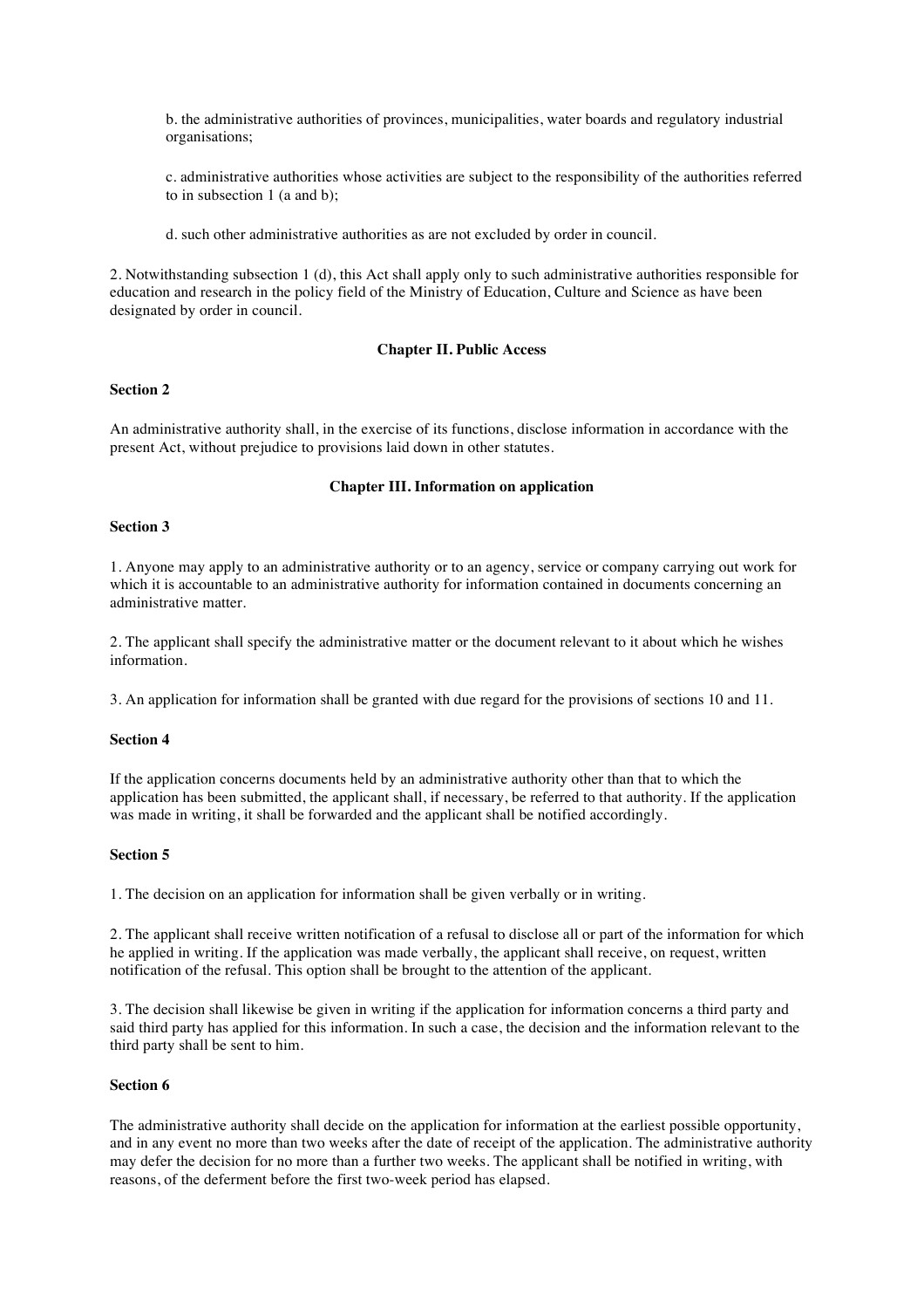b. the administrative authorities of provinces, municipalities, water boards and regulatory industrial organisations;

c. administrative authorities whose activities are subject to the responsibility of the authorities referred to in subsection 1 (a and b);

d. such other administrative authorities as are not excluded by order in council.

2. Notwithstanding subsection 1 (d), this Act shall apply only to such administrative authorities responsible for education and research in the policy field of the Ministry of Education, Culture and Science as have been designated by order in council.

### Chapter II. Public Access

#### Section 2

An administrative authority shall, in the exercise of its functions, disclose information in accordance with the present Act, without prejudice to provisions laid down in other statutes.

### Chapter III. Information on application

#### Section 3

1. Anyone may apply to an administrative authority or to an agency, service or company carrying out work for which it is accountable to an administrative authority for information contained in documents concerning an administrative matter.

2. The applicant shall specify the administrative matter or the document relevant to it about which he wishes information.

3. An application for information shall be granted with due regard for the provisions of sections 10 and 11.

#### Section 4

If the application concerns documents held by an administrative authority other than that to which the application has been submitted, the applicant shall, if necessary, be referred to that authority. If the application was made in writing, it shall be forwarded and the applicant shall be notified accordingly.

#### Section 5

1. The decision on an application for information shall be given verbally or in writing.

2. The applicant shall receive written notification of a refusal to disclose all or part of the information for which he applied in writing. If the application was made verbally, the applicant shall receive, on request, written notification of the refusal. This option shall be brought to the attention of the applicant.

3. The decision shall likewise be given in writing if the application for information concerns a third party and said third party has applied for this information. In such a case, the decision and the information relevant to the third party shall be sent to him.

#### Section 6

The administrative authority shall decide on the application for information at the earliest possible opportunity, and in any event no more than two weeks after the date of receipt of the application. The administrative authority may defer the decision for no more than a further two weeks. The applicant shall be notified in writing, with reasons, of the deferment before the first two-week period has elapsed.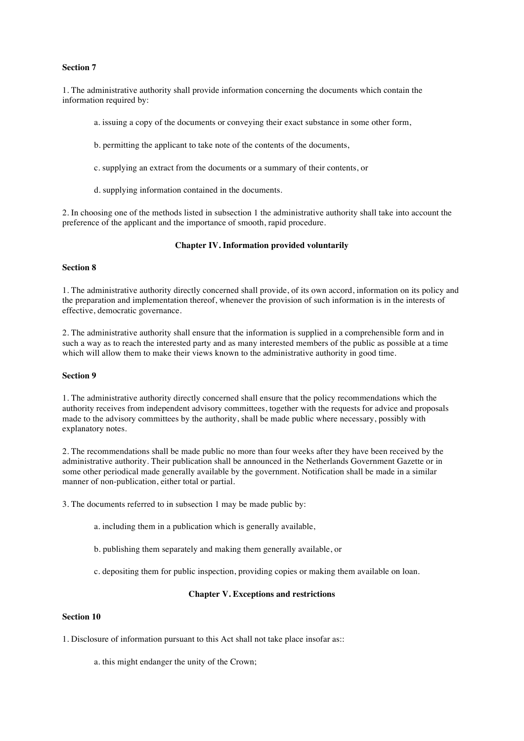**Section 7**

1. The administrative authority shall provide information concerning the documents which contain the information required by:

   a. issuing a copy of the documents or conveying their exact substance in some other form,

   b. permitting the applicant to take note of the contents of the documents,

   c. supplying an extract from the documents or a summary of their contents, or

   d. supplying information contained in the documents.

2. In choosing one of the methods listed in subsection 1 the administrative authority shall take into account the preference of the applicant and the importance of smooth, rapid procedure.

## Chapter IV. Information provided voluntarily

**Section 8**

1. The administrative authority directly concerned shall provide, of its own accord, information on its policy and the preparation and implementation thereof, whenever the provision of such information is in the interests of effective, democratic governance.

2. The administrative authority shall ensure that the information is supplied in a comprehensible form and in such a way as to reach the interested party and as many interested members of the public as possible at a time which will allow them to make their views known to the administrative authority in good time.

**Section 9**

1. The administrative authority directly concerned shall ensure that the policy recommendations which the authority receives from independent advisory committees, together with the requests for advice and proposals made to the advisory committees by the authority, shall be made public where necessary, possibly with explanatory notes.

2. The recommendations shall be made public no more than four weeks after they have been received by the administrative authority. Their publication shall be announced in the Netherlands Government Gazette or in some other periodical made generally available by the government. Notification shall be made in a similar manner of non-publication, either total or partial.

3. The documents referred to in subsection 1 may be made public by:

   a. including them in a publication which is generally available,

   b. publishing them separately and making them generally available, or

   c. depositing them for public inspection, providing copies or making them available on loan.

## Chapter V. Exceptions and restrictions

**Section 10**

1. Disclosure of information pursuant to this Act shall not take place insofar as::

   a. this might endanger the unity of the Crown;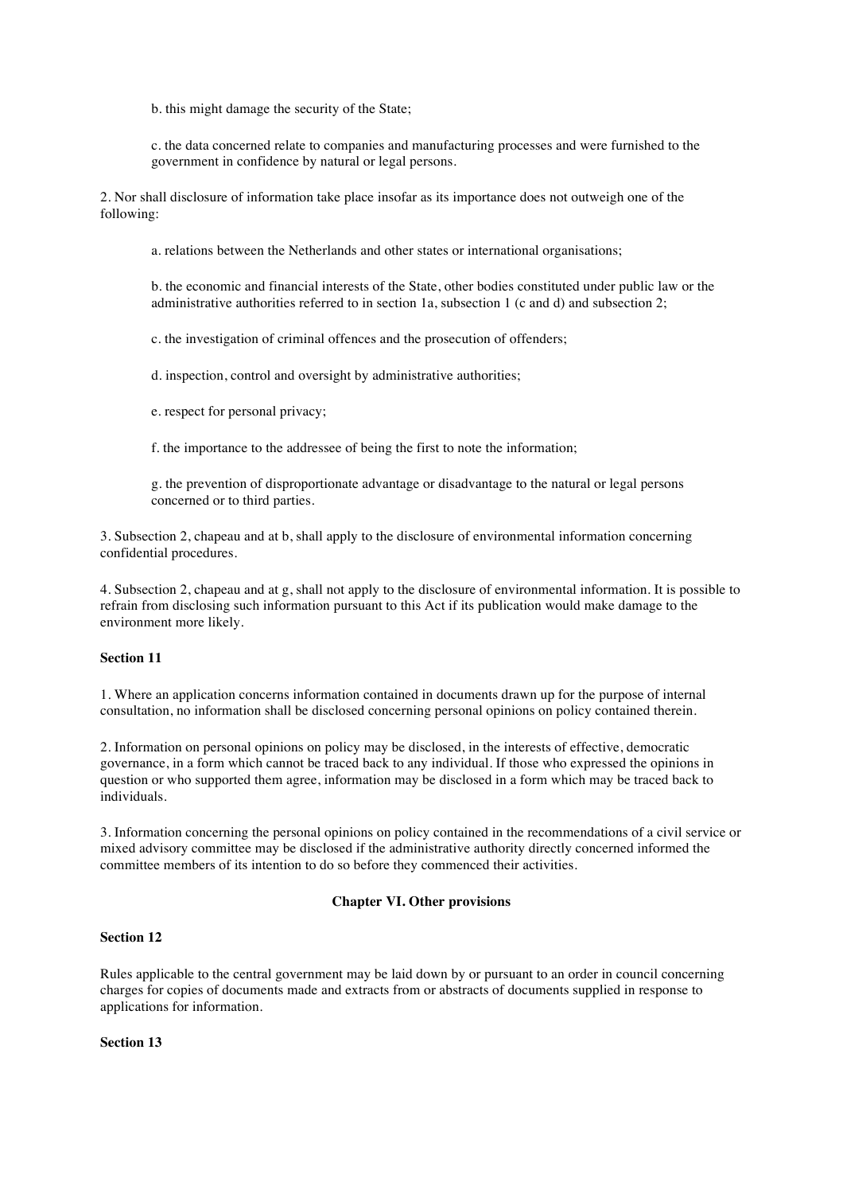b. this might damage the security of the State;

c. the data concerned relate to companies and manufacturing processes and were furnished to the government in confidence by natural or legal persons.

2. Nor shall disclosure of information take place insofar as its importance does not outweigh one of the following:

a. relations between the Netherlands and other states or international organisations;

b. the economic and financial interests of the State, other bodies constituted under public law or the administrative authorities referred to in section 1a, subsection 1 (c and d) and subsection 2;

c. the investigation of criminal offences and the prosecution of offenders;

d. inspection, control and oversight by administrative authorities;

e. respect for personal privacy;

f. the importance to the addressee of being the first to note the information;

g. the prevention of disproportionate advantage or disadvantage to the natural or legal persons concerned or to third parties.

3. Subsection 2, chapeau and at b, shall apply to the disclosure of environmental information concerning confidential procedures.

4. Subsection 2, chapeau and at g, shall not apply to the disclosure of environmental information. It is possible to refrain from disclosing such information pursuant to this Act if its publication would make damage to the environment more likely.

**Section 11**

1. Where an application concerns information contained in documents drawn up for the purpose of internal consultation, no information shall be disclosed concerning personal opinions on policy contained therein.

2. Information on personal opinions on policy may be disclosed, in the interests of effective, democratic governance, in a form which cannot be traced back to any individual. If those who expressed the opinions in question or who supported them agree, information may be disclosed in a form which may be traced back to individuals.

3. Information concerning the personal opinions on policy contained in the recommendations of a civil service or mixed advisory committee may be disclosed if the administrative authority directly concerned informed the committee members of its intention to do so before they commenced their activities.

## Chapter VI. Other provisions

**Section 12**

Rules applicable to the central government may be laid down by or pursuant to an order in council concerning charges for copies of documents made and extracts from or abstracts of documents supplied in response to applications for information.

**Section 13**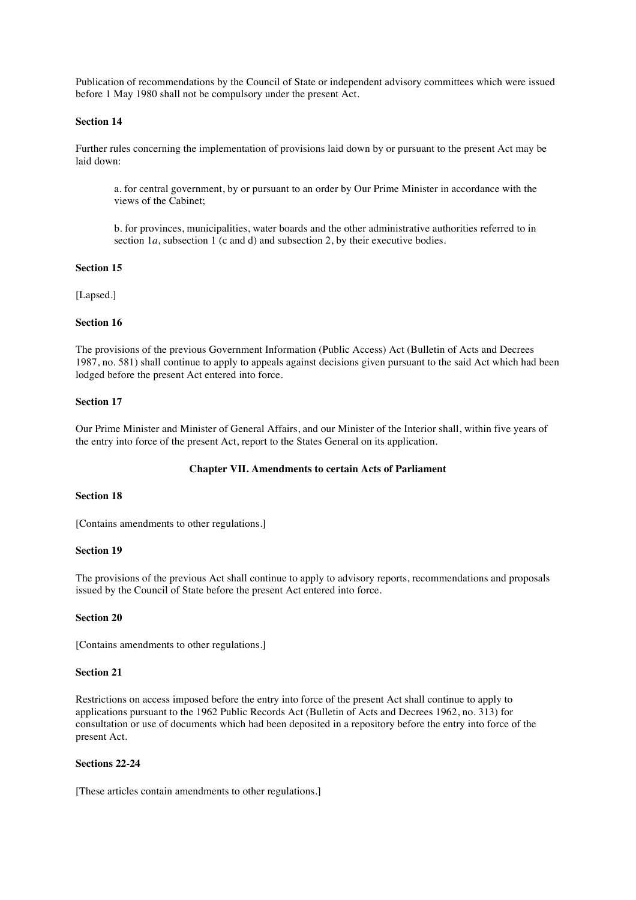Publication of recommendations by the Council of State or independent advisory committees which were issued before 1 May 1980 shall not be compulsory under the present Act.

**Section 14**

Further rules concerning the implementation of provisions laid down by or pursuant to the present Act may be laid down:

a. for central government, by or pursuant to an order by Our Prime Minister in accordance with the views of the Cabinet;

b. for provinces, municipalities, water boards and the other administrative authorities referred to in section 1*a*, subsection 1 (c and d) and subsection 2, by their executive bodies.

**Section 15**

[Lapsed.]

**Section 16**

The provisions of the previous Government Information (Public Access) Act (Bulletin of Acts and Decrees 1987, no. 581) shall continue to apply to appeals against decisions given pursuant to the said Act which had been lodged before the present Act entered into force.

**Section 17**

Our Prime Minister and Minister of General Affairs, and our Minister of the Interior shall, within five years of the entry into force of the present Act, report to the States General on its application.

**Chapter VII. Amendments to certain Acts of Parliament**

**Section 18**

[Contains amendments to other regulations.]

**Section 19**

The provisions of the previous Act shall continue to apply to advisory reports, recommendations and proposals issued by the Council of State before the present Act entered into force.

**Section 20**

[Contains amendments to other regulations.]

**Section 21**

Restrictions on access imposed before the entry into force of the present Act shall continue to apply to applications pursuant to the 1962 Public Records Act (Bulletin of Acts and Decrees 1962, no. 313) for consultation or use of documents which had been deposited in a repository before the entry into force of the present Act.

**Sections 22-24**

[These articles contain amendments to other regulations.]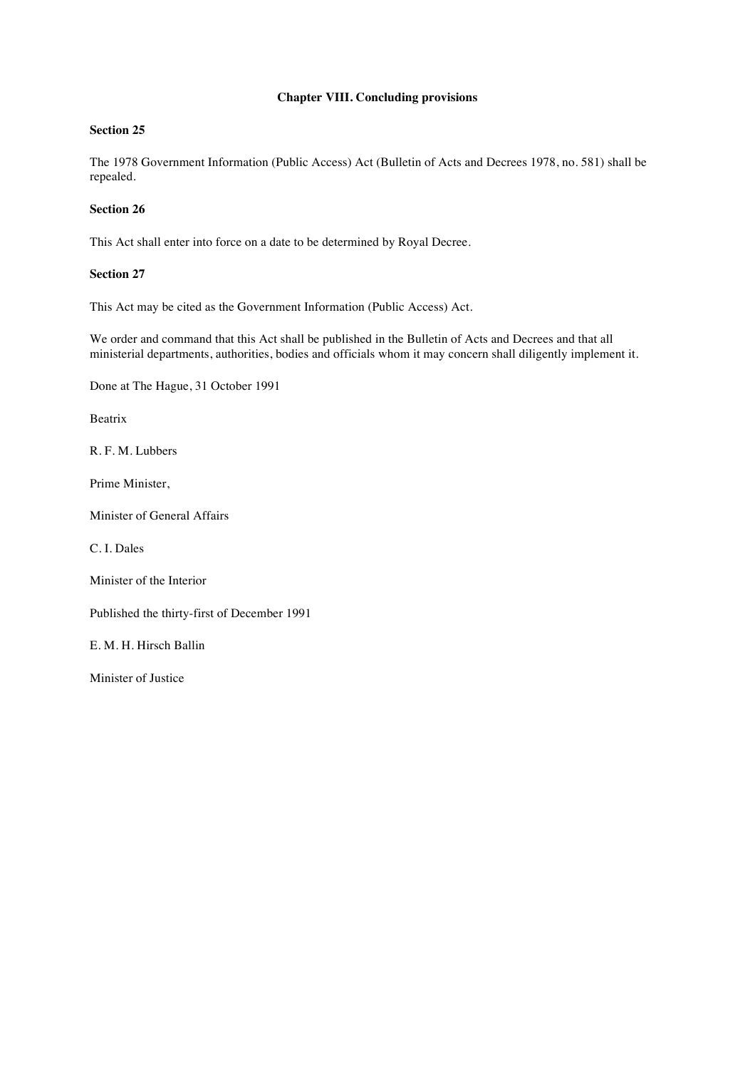## Chapter VIII. Concluding provisions

**Section 25**

The 1978 Government Information (Public Access) Act (Bulletin of Acts and Decrees 1978, no. 581) shall be repealed.

**Section 26**

This Act shall enter into force on a date to be determined by Royal Decree.

**Section 27**

This Act may be cited as the Government Information (Public Access) Act.

We order and command that this Act shall be published in the Bulletin of Acts and Decrees and that all ministerial departments, authorities, bodies and officials whom it may concern shall diligently implement it.

Done at The Hague, 31 October 1991

Beatrix

R. F. M. Lubbers

Prime Minister,

Minister of General Affairs

C. I. Dales

Minister of the Interior

Published the thirty-first of December 1991

E. M. H. Hirsch Ballin

Minister of Justice